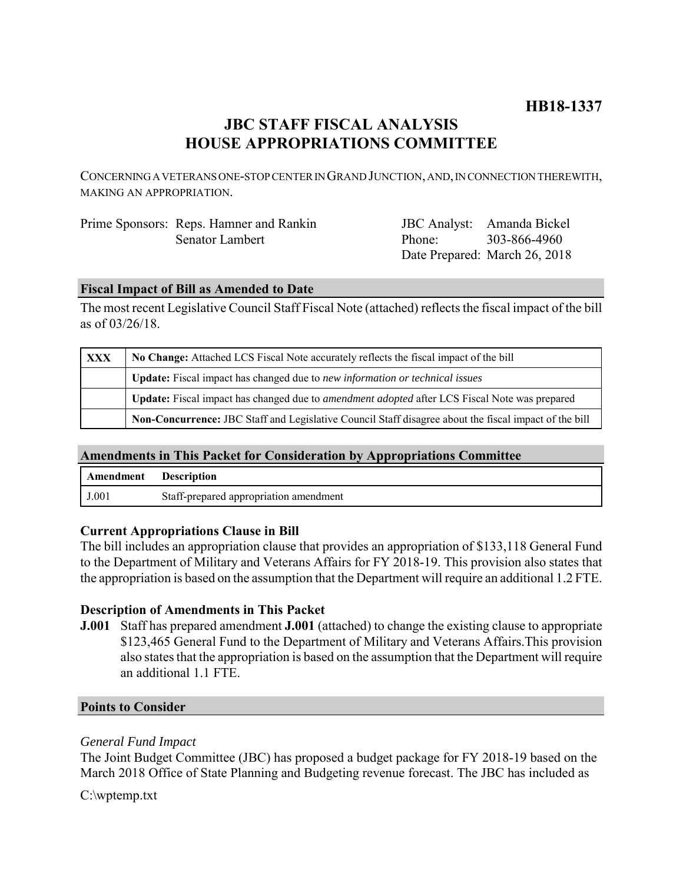**HB18-1337**

# JBC STAFF FISCAL ANALYSIS
# HOUSE APPROPRIATIONS COMMITTEE

CONCERNING A VETERANS ONE-STOP CENTER IN GRAND JUNCTION, AND, IN CONNECTION THEREWITH, MAKING AN APPROPRIATION.

Prime Sponsors: Reps. Hamner and Rankin
Senator Lambert

JBC Analyst: Amanda Bickel
Phone: 303-866-4960
Date Prepared: March 26, 2018

## Fiscal Impact of Bill as Amended to Date

The most recent Legislative Council Staff Fiscal Note (attached) reflects the fiscal impact of the bill as of 03/26/18.

| | |
|---|---|
| XXX | **No Change:** Attached LCS Fiscal Note accurately reflects the fiscal impact of the bill |
| | **Update:** Fiscal impact has changed due to *new information or technical issues* |
| | **Update:** Fiscal impact has changed due to *amendment adopted* after LCS Fiscal Note was prepared |
| | **Non-Concurrence:** JBC Staff and Legislative Council Staff disagree about the fiscal impact of the bill |

## Amendments in This Packet for Consideration by Appropriations Committee

| Amendment | Description |
|---|---|
| J.001 | Staff-prepared appropriation amendment |

### Current Appropriations Clause in Bill

The bill includes an appropriation clause that provides an appropriation of $133,118 General Fund to the Department of Military and Veterans Affairs for FY 2018-19. This provision also states that the appropriation is based on the assumption that the Department will require an additional 1.2 FTE.

### Description of Amendments in This Packet

**J.001** Staff has prepared amendment **J.001** (attached) to change the existing clause to appropriate $123,465 General Fund to the Department of Military and Veterans Affairs.This provision also states that the appropriation is based on the assumption that the Department will require an additional 1.1 FTE.

## Points to Consider

*General Fund Impact*

The Joint Budget Committee (JBC) has proposed a budget package for FY 2018-19 based on the March 2018 Office of State Planning and Budgeting revenue forecast. The JBC has included as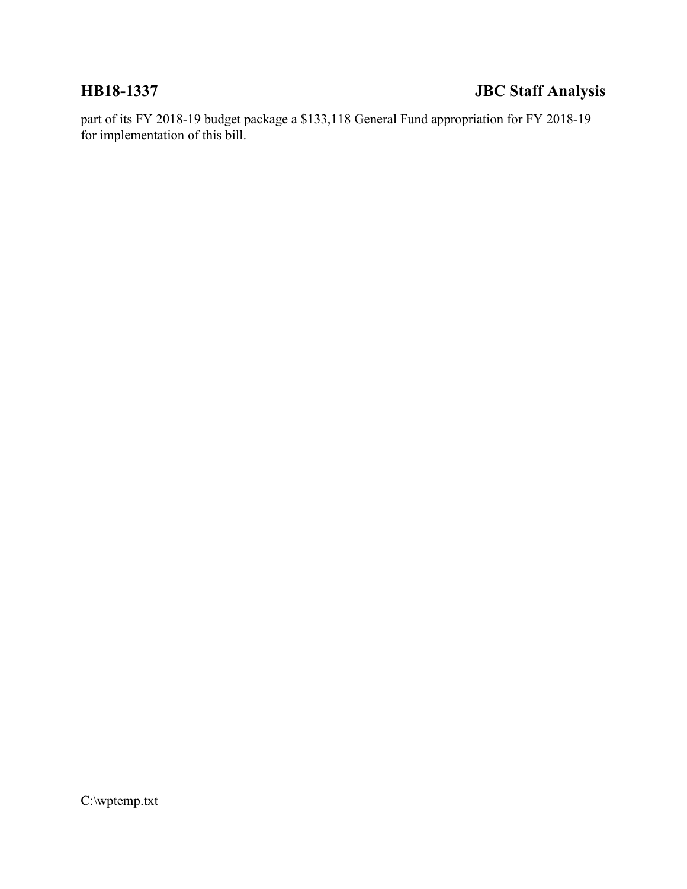part of its FY 2018-19 budget package a $133,118 General Fund appropriation for FY 2018-19 for implementation of this bill.